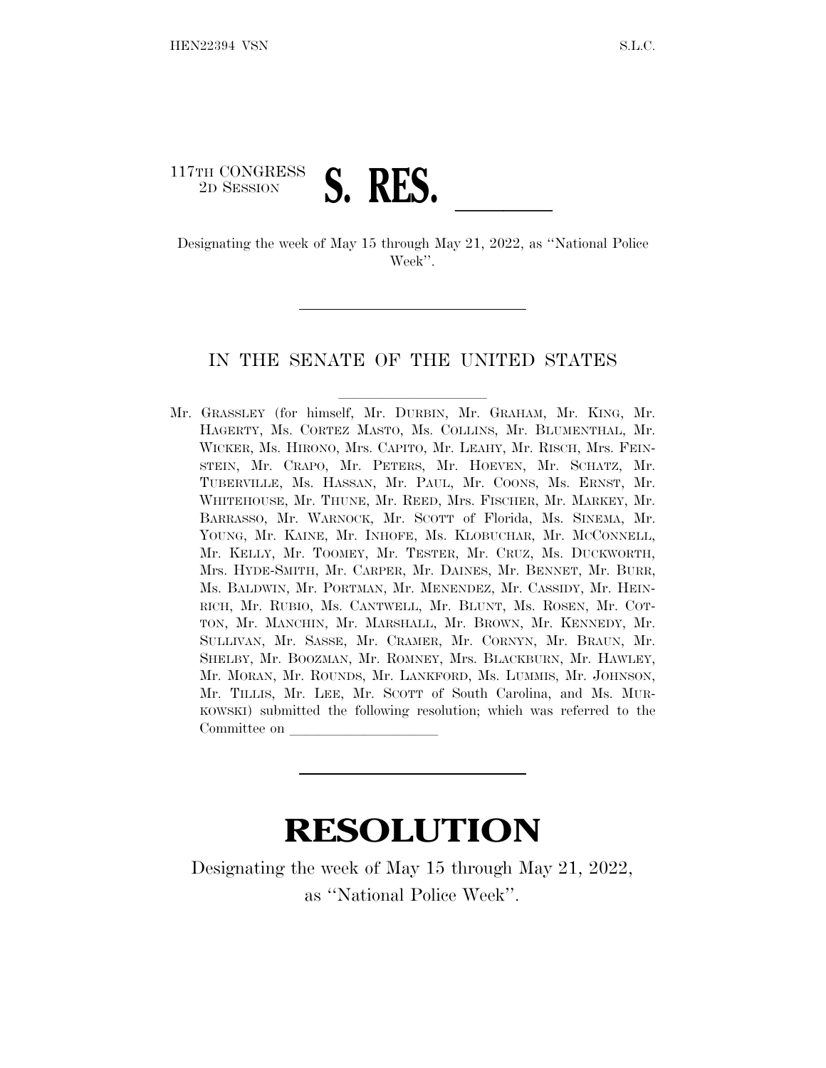117TH CONGRESS
2D SESSION

# S. RES. ______

Designating the week of May 15 through May 21, 2022, as ''National Police Week''.

---

IN THE SENATE OF THE UNITED STATES

Mr. GRASSLEY (for himself, Mr. DURBIN, Mr. GRAHAM, Mr. KING, Mr. HAGERTY, Ms. CORTEZ MASTO, Ms. COLLINS, Mr. BLUMENTHAL, Mr. WICKER, Ms. HIRONO, Mrs. CAPITO, Mr. LEAHY, Mr. RISCH, Mrs. FEINSTEIN, Mr. CRAPO, Mr. PETERS, Mr. HOEVEN, Mr. SCHATZ, Mr. TUBERVILLE, Ms. HASSAN, Mr. PAUL, Mr. COONS, Ms. ERNST, Mr. WHITEHOUSE, Mr. THUNE, Mr. REED, Mrs. FISCHER, Mr. MARKEY, Mr. BARRASSO, Mr. WARNOCK, Mr. SCOTT of Florida, Ms. SINEMA, Mr. YOUNG, Mr. KAINE, Mr. INHOFE, Ms. KLOBUCHAR, Mr. MCCONNELL, Mr. KELLY, Mr. TOOMEY, Mr. TESTER, Mr. CRUZ, Ms. DUCKWORTH, Mrs. HYDE-SMITH, Mr. CARPER, Mr. DAINES, Mr. BENNET, Mr. BURR, Ms. BALDWIN, Mr. PORTMAN, Mr. MENENDEZ, Mr. CASSIDY, Mr. HEINRICH, Mr. RUBIO, Ms. CANTWELL, Mr. BLUNT, Ms. ROSEN, Mr. COTTON, Mr. MANCHIN, Mr. MARSHALL, Mr. BROWN, Mr. KENNEDY, Mr. SULLIVAN, Mr. SASSE, Mr. CRAMER, Mr. CORNYN, Mr. BRAUN, Mr. SHELBY, Mr. BOOZMAN, Mr. ROMNEY, Mrs. BLACKBURN, Mr. HAWLEY, Mr. MORAN, Mr. ROUNDS, Mr. LANKFORD, Ms. LUMMIS, Mr. JOHNSON, Mr. TILLIS, Mr. LEE, Mr. SCOTT of South Carolina, and Ms. MURKOWSKI) submitted the following resolution; which was referred to the Committee on ____________________

---

# RESOLUTION

Designating the week of May 15 through May 21, 2022, as ''National Police Week''.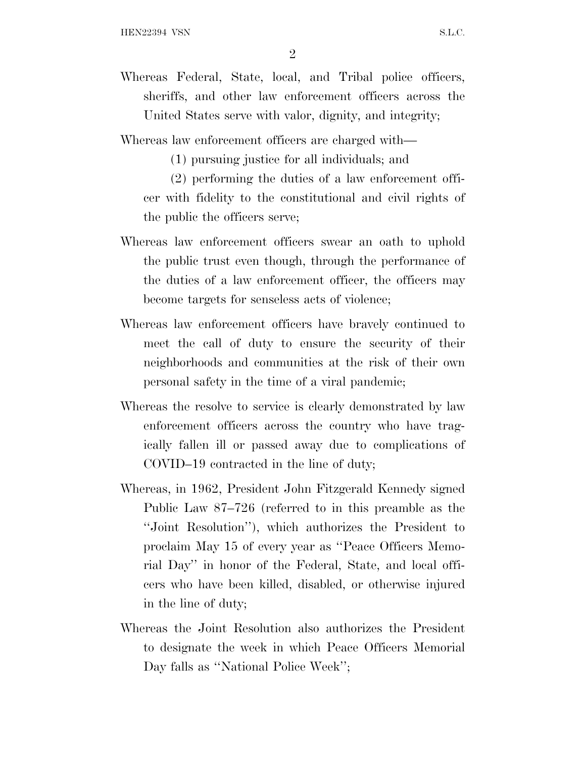Whereas Federal, State, local, and Tribal police officers, sheriffs, and other law enforcement officers across the United States serve with valor, dignity, and integrity;

Whereas law enforcement officers are charged with—

(1) pursuing justice for all individuals; and

(2) performing the duties of a law enforcement officer with fidelity to the constitutional and civil rights of the public the officers serve;

Whereas law enforcement officers swear an oath to uphold the public trust even though, through the performance of the duties of a law enforcement officer, the officers may become targets for senseless acts of violence;

Whereas law enforcement officers have bravely continued to meet the call of duty to ensure the security of their neighborhoods and communities at the risk of their own personal safety in the time of a viral pandemic;

Whereas the resolve to service is clearly demonstrated by law enforcement officers across the country who have tragically fallen ill or passed away due to complications of COVID–19 contracted in the line of duty;

Whereas, in 1962, President John Fitzgerald Kennedy signed Public Law 87–726 (referred to in this preamble as the "Joint Resolution"), which authorizes the President to proclaim May 15 of every year as "Peace Officers Memorial Day" in honor of the Federal, State, and local officers who have been killed, disabled, or otherwise injured in the line of duty;

Whereas the Joint Resolution also authorizes the President to designate the week in which Peace Officers Memorial Day falls as "National Police Week";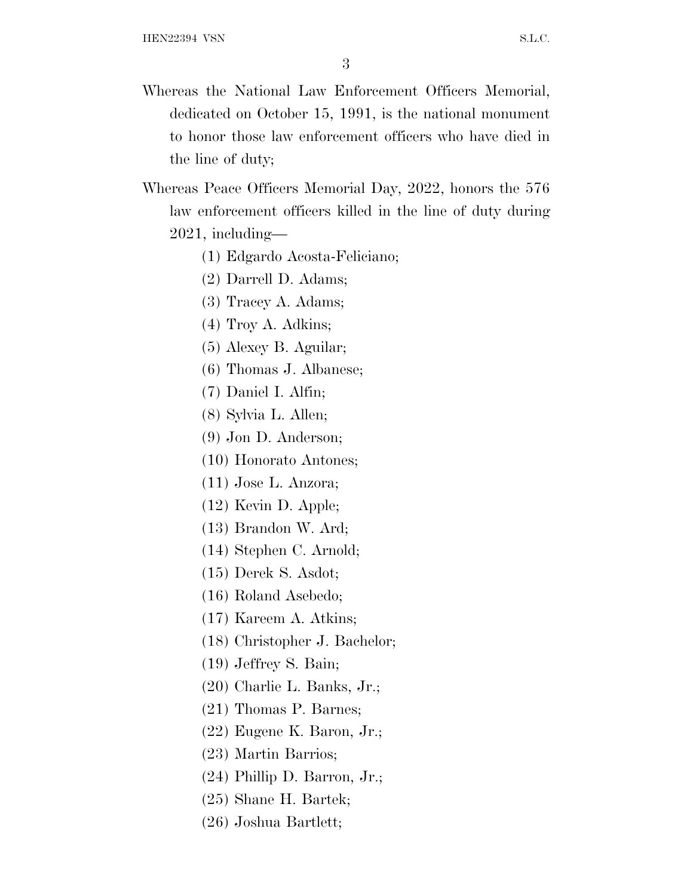Whereas the National Law Enforcement Officers Memorial, dedicated on October 15, 1991, is the national monument to honor those law enforcement officers who have died in the line of duty;

Whereas Peace Officers Memorial Day, 2022, honors the 576 law enforcement officers killed in the line of duty during 2021, including—

(1) Edgardo Acosta-Feliciano;

(2) Darrell D. Adams;

(3) Tracey A. Adams;

(4) Troy A. Adkins;

(5) Alexey B. Aguilar;

(6) Thomas J. Albanese;

(7) Daniel I. Alfin;

(8) Sylvia L. Allen;

(9) Jon D. Anderson;

(10) Honorato Antones;

(11) Jose L. Anzora;

(12) Kevin D. Apple;

(13) Brandon W. Ard;

(14) Stephen C. Arnold;

(15) Derek S. Asdot;

(16) Roland Asebedo;

(17) Kareem A. Atkins;

(18) Christopher J. Bachelor;

(19) Jeffrey S. Bain;

(20) Charlie L. Banks, Jr.;

(21) Thomas P. Barnes;

(22) Eugene K. Baron, Jr.;

(23) Martin Barrios;

(24) Phillip D. Barron, Jr.;

(25) Shane H. Bartek;

(26) Joshua Bartlett;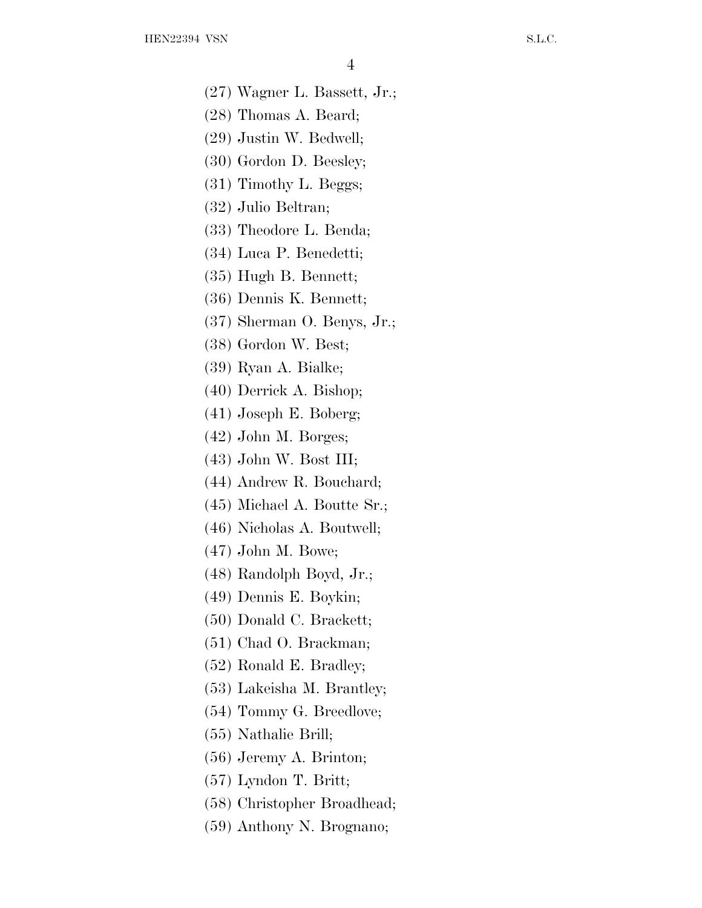(27) Wagner L. Bassett, Jr.;

(28) Thomas A. Beard;

(29) Justin W. Bedwell;

(30) Gordon D. Beesley;

(31) Timothy L. Beggs;

(32) Julio Beltran;

(33) Theodore L. Benda;

(34) Luca P. Benedetti;

(35) Hugh B. Bennett;

(36) Dennis K. Bennett;

(37) Sherman O. Benys, Jr.;

(38) Gordon W. Best;

(39) Ryan A. Bialke;

(40) Derrick A. Bishop;

(41) Joseph E. Boberg;

(42) John M. Borges;

(43) John W. Bost III;

(44) Andrew R. Bouchard;

(45) Michael A. Boutte Sr.;

(46) Nicholas A. Boutwell;

(47) John M. Bowe;

(48) Randolph Boyd, Jr.;

(49) Dennis E. Boykin;

(50) Donald C. Brackett;

(51) Chad O. Brackman;

(52) Ronald E. Bradley;

(53) Lakeisha M. Brantley;

(54) Tommy G. Breedlove;

(55) Nathalie Brill;

(56) Jeremy A. Brinton;

(57) Lyndon T. Britt;

(58) Christopher Broadhead;

(59) Anthony N. Brognano;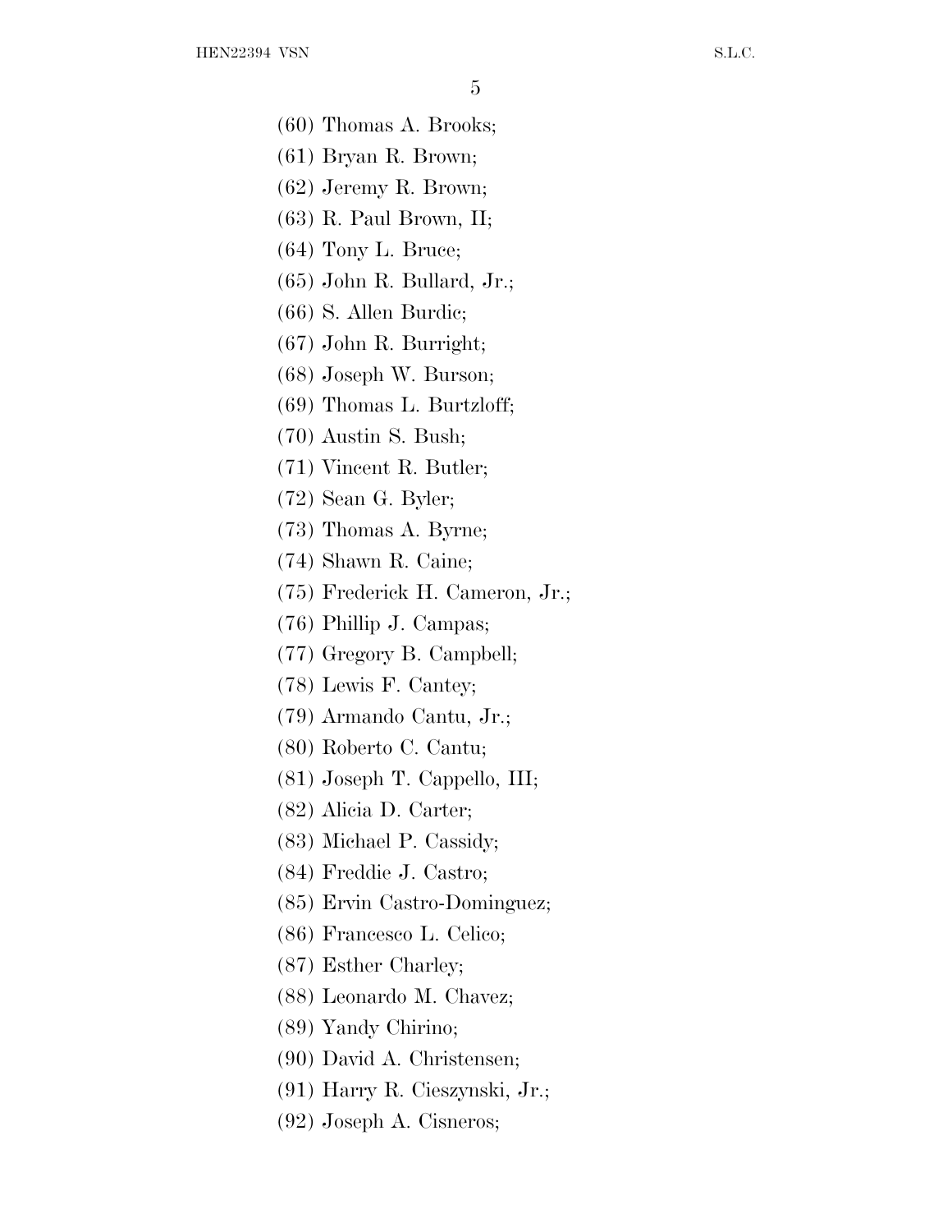(60) Thomas A. Brooks;

(61) Bryan R. Brown;

(62) Jeremy R. Brown;

(63) R. Paul Brown, II;

(64) Tony L. Bruce;

(65) John R. Bullard, Jr.;

(66) S. Allen Burdic;

(67) John R. Burright;

(68) Joseph W. Burson;

(69) Thomas L. Burtzloff;

(70) Austin S. Bush;

(71) Vincent R. Butler;

(72) Sean G. Byler;

(73) Thomas A. Byrne;

(74) Shawn R. Caine;

(75) Frederick H. Cameron, Jr.;

(76) Phillip J. Campas;

(77) Gregory B. Campbell;

(78) Lewis F. Cantey;

(79) Armando Cantu, Jr.;

(80) Roberto C. Cantu;

(81) Joseph T. Cappello, III;

(82) Alicia D. Carter;

(83) Michael P. Cassidy;

(84) Freddie J. Castro;

(85) Ervin Castro-Dominguez;

(86) Francesco L. Celico;

(87) Esther Charley;

(88) Leonardo M. Chavez;

(89) Yandy Chirino;

(90) David A. Christensen;

(91) Harry R. Cieszynski, Jr.;

(92) Joseph A. Cisneros;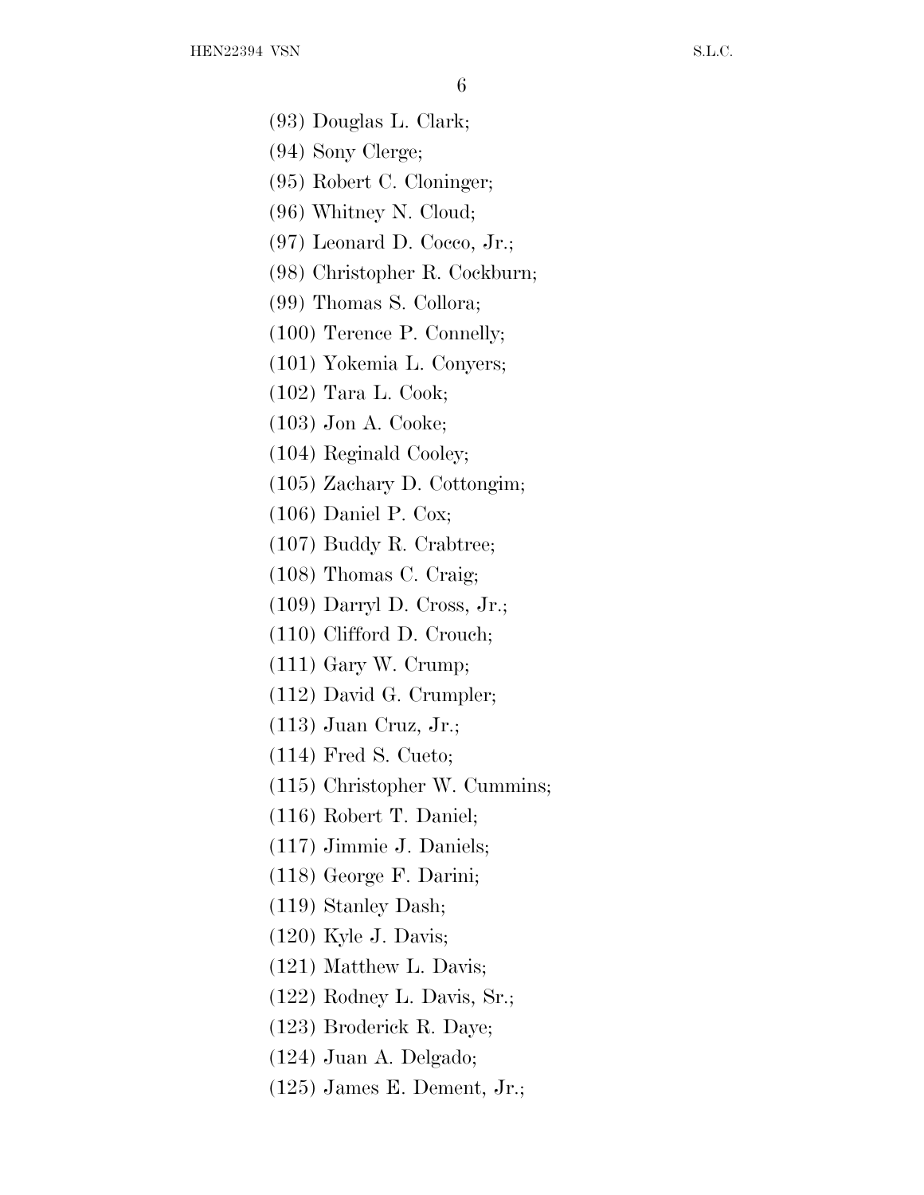(93) Douglas L. Clark;

(94) Sony Clerge;

(95) Robert C. Cloninger;

(96) Whitney N. Cloud;

(97) Leonard D. Cocco, Jr.;

(98) Christopher R. Cockburn;

(99) Thomas S. Collora;

(100) Terence P. Connelly;

(101) Yokemia L. Conyers;

(102) Tara L. Cook;

(103) Jon A. Cooke;

(104) Reginald Cooley;

(105) Zachary D. Cottongim;

(106) Daniel P. Cox;

(107) Buddy R. Crabtree;

(108) Thomas C. Craig;

(109) Darryl D. Cross, Jr.;

(110) Clifford D. Crouch;

(111) Gary W. Crump;

(112) David G. Crumpler;

(113) Juan Cruz, Jr.;

(114) Fred S. Cueto;

(115) Christopher W. Cummins;

(116) Robert T. Daniel;

(117) Jimmie J. Daniels;

(118) George F. Darini;

(119) Stanley Dash;

(120) Kyle J. Davis;

(121) Matthew L. Davis;

(122) Rodney L. Davis, Sr.;

(123) Broderick R. Daye;

(124) Juan A. Delgado;

(125) James E. Dement, Jr.;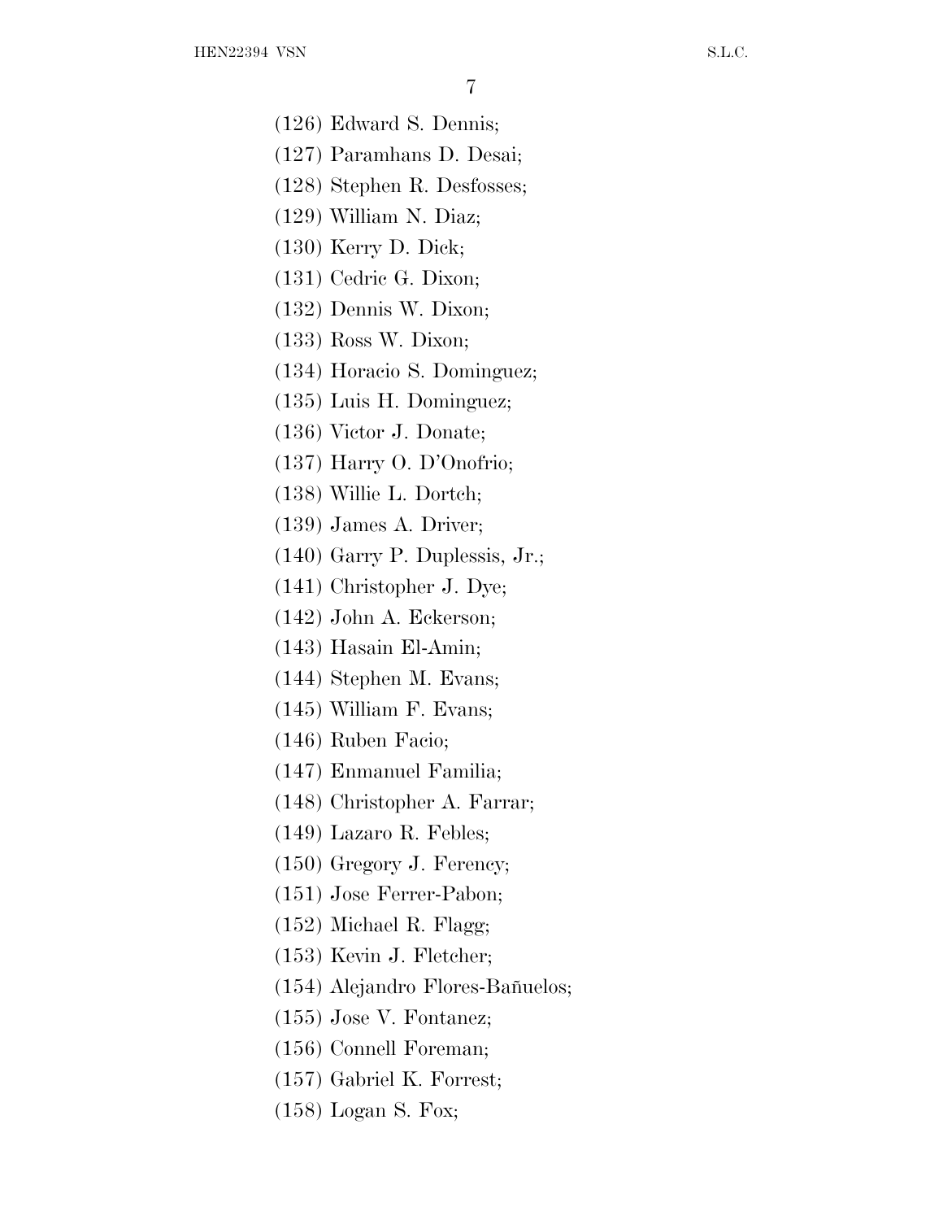(126) Edward S. Dennis;

(127) Paramhans D. Desai;

(128) Stephen R. Desfosses;

(129) William N. Diaz;

(130) Kerry D. Dick;

(131) Cedric G. Dixon;

(132) Dennis W. Dixon;

(133) Ross W. Dixon;

(134) Horacio S. Dominguez;

(135) Luis H. Dominguez;

(136) Victor J. Donate;

(137) Harry O. D'Onofrio;

(138) Willie L. Dortch;

(139) James A. Driver;

(140) Garry P. Duplessis, Jr.;

(141) Christopher J. Dye;

(142) John A. Eckerson;

(143) Hasain El-Amin;

(144) Stephen M. Evans;

(145) William F. Evans;

(146) Ruben Facio;

(147) Enmanuel Familia;

(148) Christopher A. Farrar;

(149) Lazaro R. Febles;

(150) Gregory J. Ferency;

(151) Jose Ferrer-Pabon;

(152) Michael R. Flagg;

(153) Kevin J. Fletcher;

(154) Alejandro Flores-Bañuelos;

(155) Jose V. Fontanez;

(156) Connell Foreman;

(157) Gabriel K. Forrest;

(158) Logan S. Fox;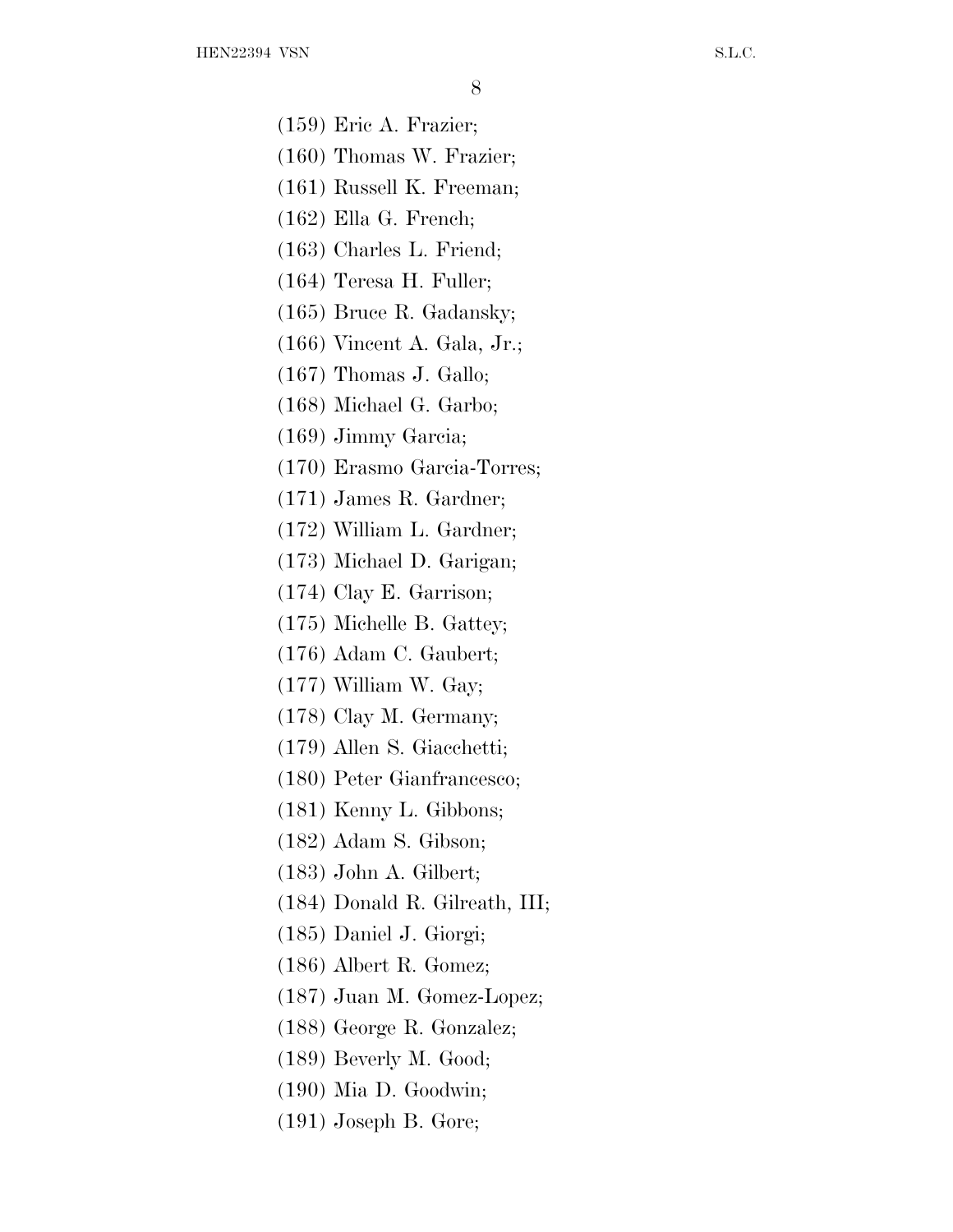(159) Eric A. Frazier;

(160) Thomas W. Frazier;

(161) Russell K. Freeman;

(162) Ella G. French;

(163) Charles L. Friend;

(164) Teresa H. Fuller;

(165) Bruce R. Gadansky;

(166) Vincent A. Gala, Jr.;

(167) Thomas J. Gallo;

(168) Michael G. Garbo;

(169) Jimmy Garcia;

(170) Erasmo Garcia-Torres;

(171) James R. Gardner;

(172) William L. Gardner;

(173) Michael D. Garigan;

(174) Clay E. Garrison;

(175) Michelle B. Gattey;

(176) Adam C. Gaubert;

(177) William W. Gay;

(178) Clay M. Germany;

(179) Allen S. Giacchetti;

(180) Peter Gianfrancesco;

(181) Kenny L. Gibbons;

(182) Adam S. Gibson;

(183) John A. Gilbert;

(184) Donald R. Gilreath, III;

(185) Daniel J. Giorgi;

(186) Albert R. Gomez;

(187) Juan M. Gomez-Lopez;

(188) George R. Gonzalez;

(189) Beverly M. Good;

(190) Mia D. Goodwin;

(191) Joseph B. Gore;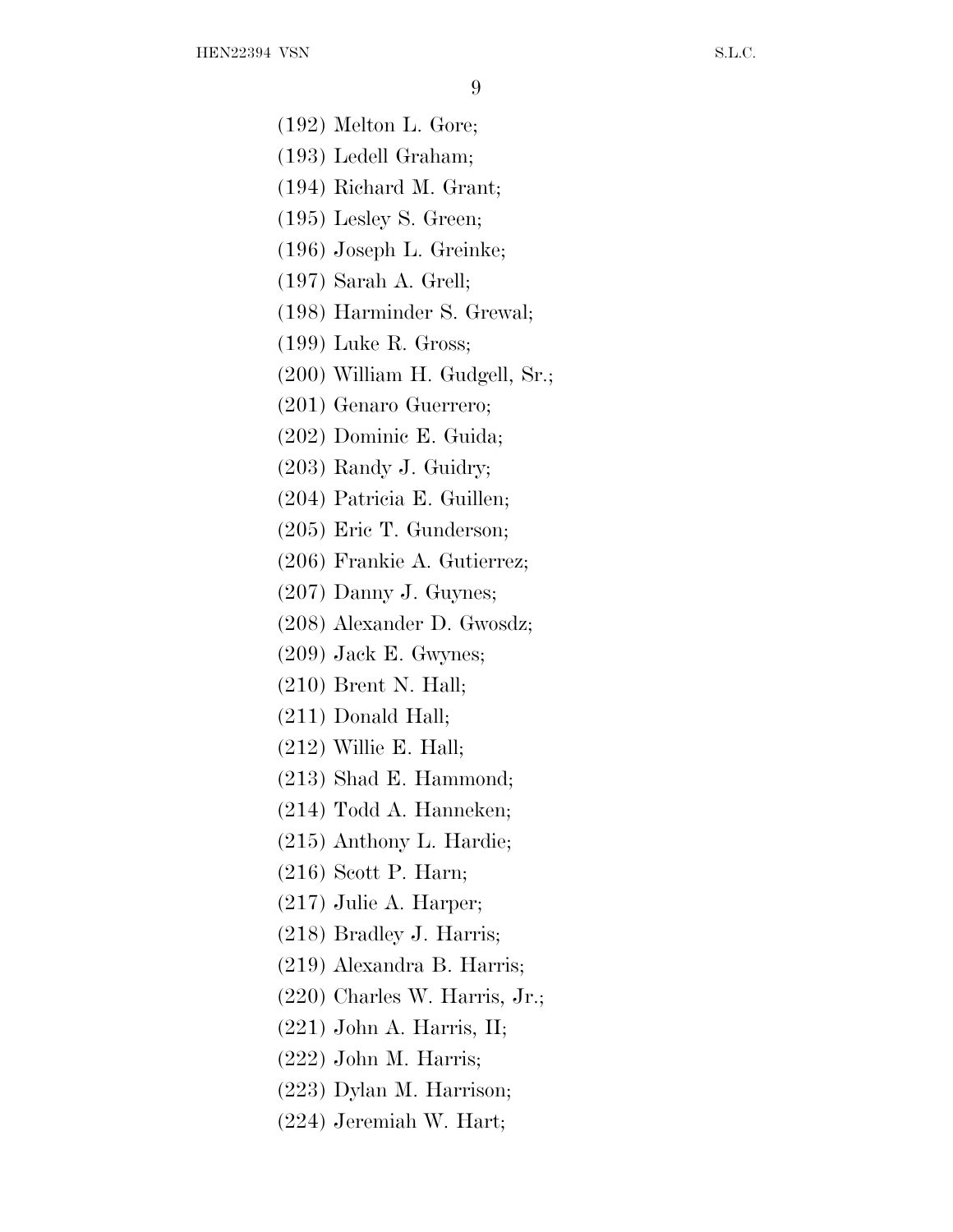(192) Melton L. Gore;

(193) Ledell Graham;

(194) Richard M. Grant;

(195) Lesley S. Green;

(196) Joseph L. Greinke;

(197) Sarah A. Grell;

(198) Harminder S. Grewal;

(199) Luke R. Gross;

(200) William H. Gudgell, Sr.;

(201) Genaro Guerrero;

(202) Dominic E. Guida;

(203) Randy J. Guidry;

(204) Patricia E. Guillen;

(205) Eric T. Gunderson;

(206) Frankie A. Gutierrez;

(207) Danny J. Guynes;

(208) Alexander D. Gwosdz;

(209) Jack E. Gwynes;

(210) Brent N. Hall;

(211) Donald Hall;

(212) Willie E. Hall;

(213) Shad E. Hammond;

(214) Todd A. Hanneken;

(215) Anthony L. Hardie;

(216) Scott P. Harn;

(217) Julie A. Harper;

(218) Bradley J. Harris;

(219) Alexandra B. Harris;

(220) Charles W. Harris, Jr.;

(221) John A. Harris, II;

(222) John M. Harris;

(223) Dylan M. Harrison;

(224) Jeremiah W. Hart;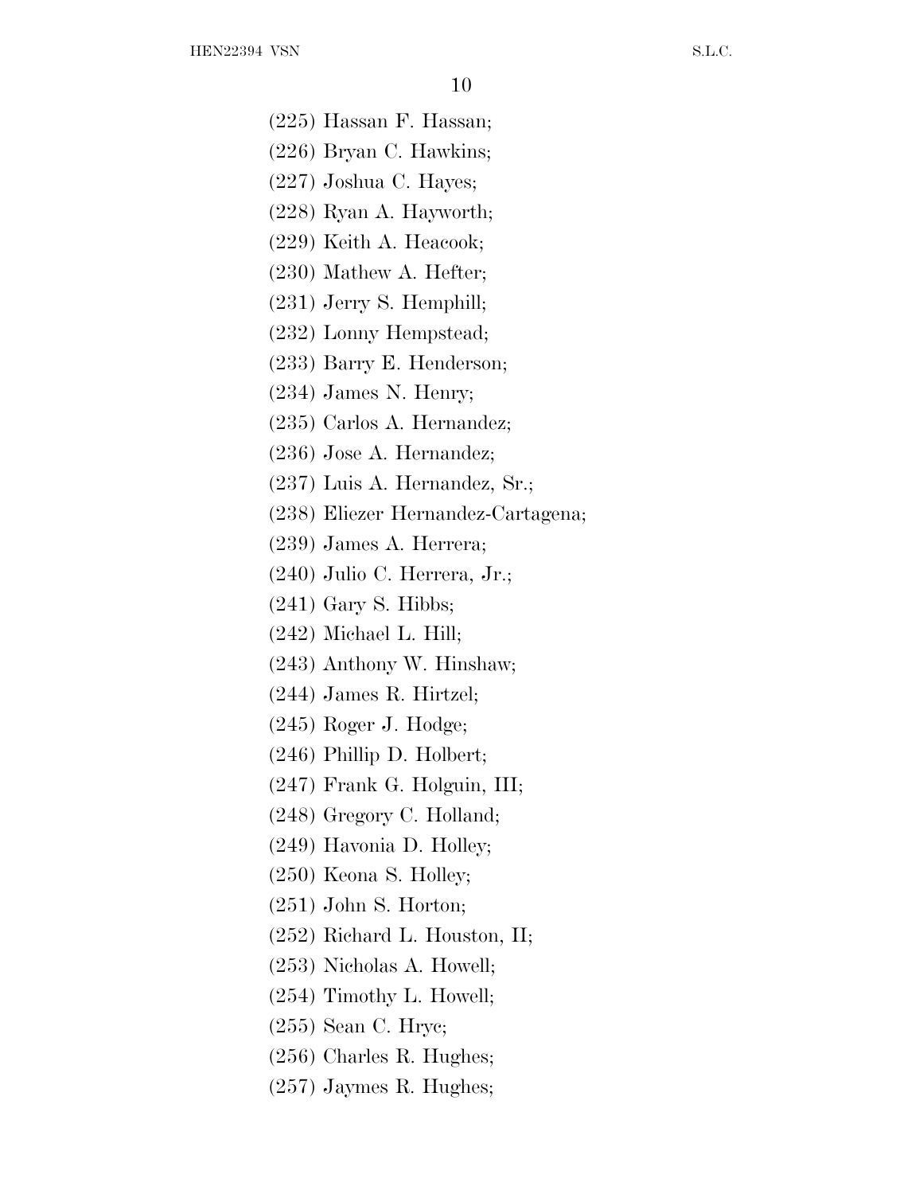(225) Hassan F. Hassan;

(226) Bryan C. Hawkins;

(227) Joshua C. Hayes;

(228) Ryan A. Hayworth;

(229) Keith A. Heacook;

(230) Mathew A. Hefter;

(231) Jerry S. Hemphill;

(232) Lonny Hempstead;

(233) Barry E. Henderson;

(234) James N. Henry;

(235) Carlos A. Hernandez;

(236) Jose A. Hernandez;

(237) Luis A. Hernandez, Sr.;

(238) Eliezer Hernandez-Cartagena;

(239) James A. Herrera;

(240) Julio C. Herrera, Jr.;

(241) Gary S. Hibbs;

(242) Michael L. Hill;

(243) Anthony W. Hinshaw;

(244) James R. Hirtzel;

(245) Roger J. Hodge;

(246) Phillip D. Holbert;

(247) Frank G. Holguin, III;

(248) Gregory C. Holland;

(249) Havonia D. Holley;

(250) Keona S. Holley;

(251) John S. Horton;

(252) Richard L. Houston, II;

(253) Nicholas A. Howell;

(254) Timothy L. Howell;

(255) Sean C. Hryc;

(256) Charles R. Hughes;

(257) Jaymes R. Hughes;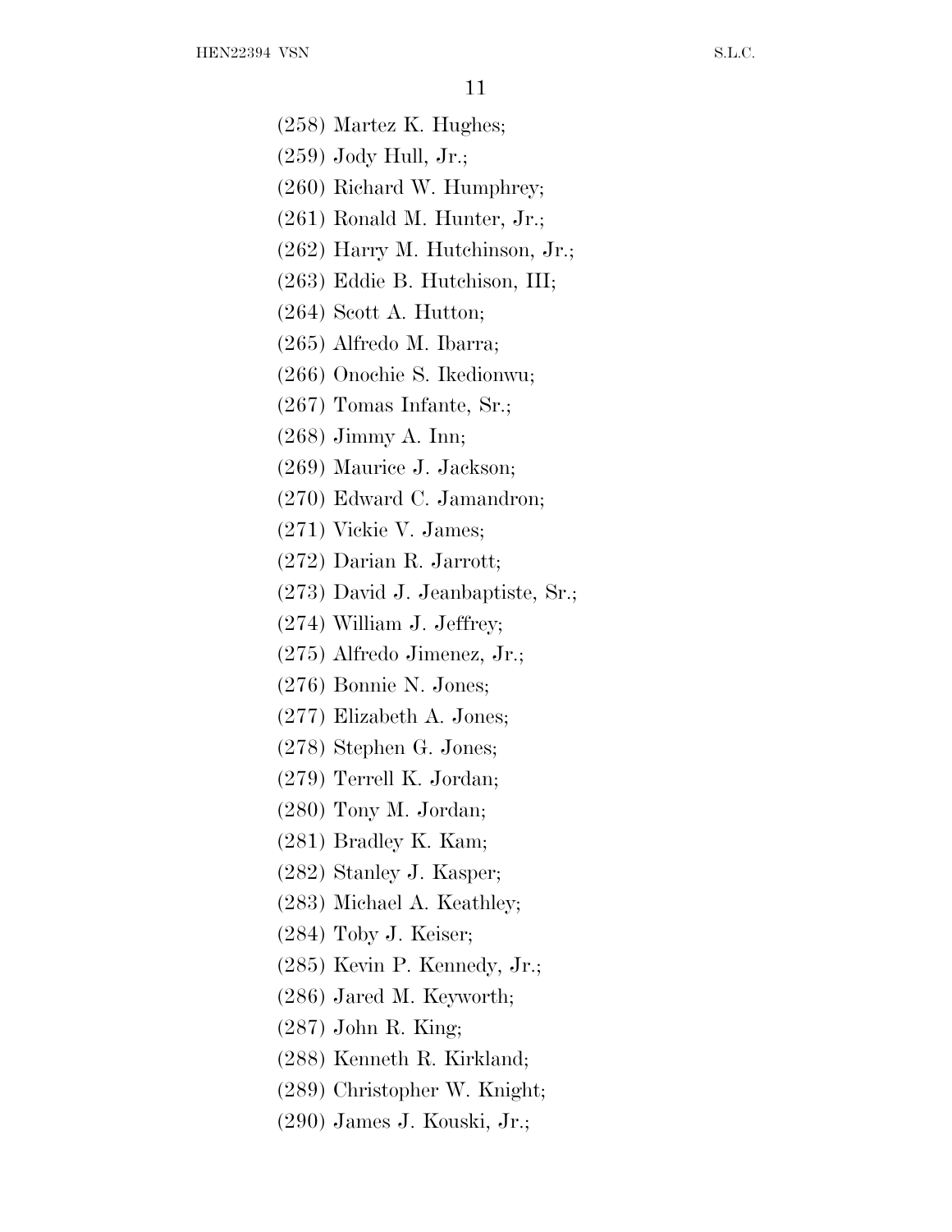(258) Martez K. Hughes;

(259) Jody Hull, Jr.;

(260) Richard W. Humphrey;

(261) Ronald M. Hunter, Jr.;

(262) Harry M. Hutchinson, Jr.;

(263) Eddie B. Hutchison, III;

(264) Scott A. Hutton;

(265) Alfredo M. Ibarra;

(266) Onochie S. Ikedionwu;

(267) Tomas Infante, Sr.;

(268) Jimmy A. Inn;

(269) Maurice J. Jackson;

(270) Edward C. Jamandron;

(271) Vickie V. James;

(272) Darian R. Jarrott;

(273) David J. Jeanbaptiste, Sr.;

(274) William J. Jeffrey;

(275) Alfredo Jimenez, Jr.;

(276) Bonnie N. Jones;

(277) Elizabeth A. Jones;

(278) Stephen G. Jones;

(279) Terrell K. Jordan;

(280) Tony M. Jordan;

(281) Bradley K. Kam;

(282) Stanley J. Kasper;

(283) Michael A. Keathley;

(284) Toby J. Keiser;

(285) Kevin P. Kennedy, Jr.;

(286) Jared M. Keyworth;

(287) John R. King;

(288) Kenneth R. Kirkland;

(289) Christopher W. Knight;

(290) James J. Kouski, Jr.;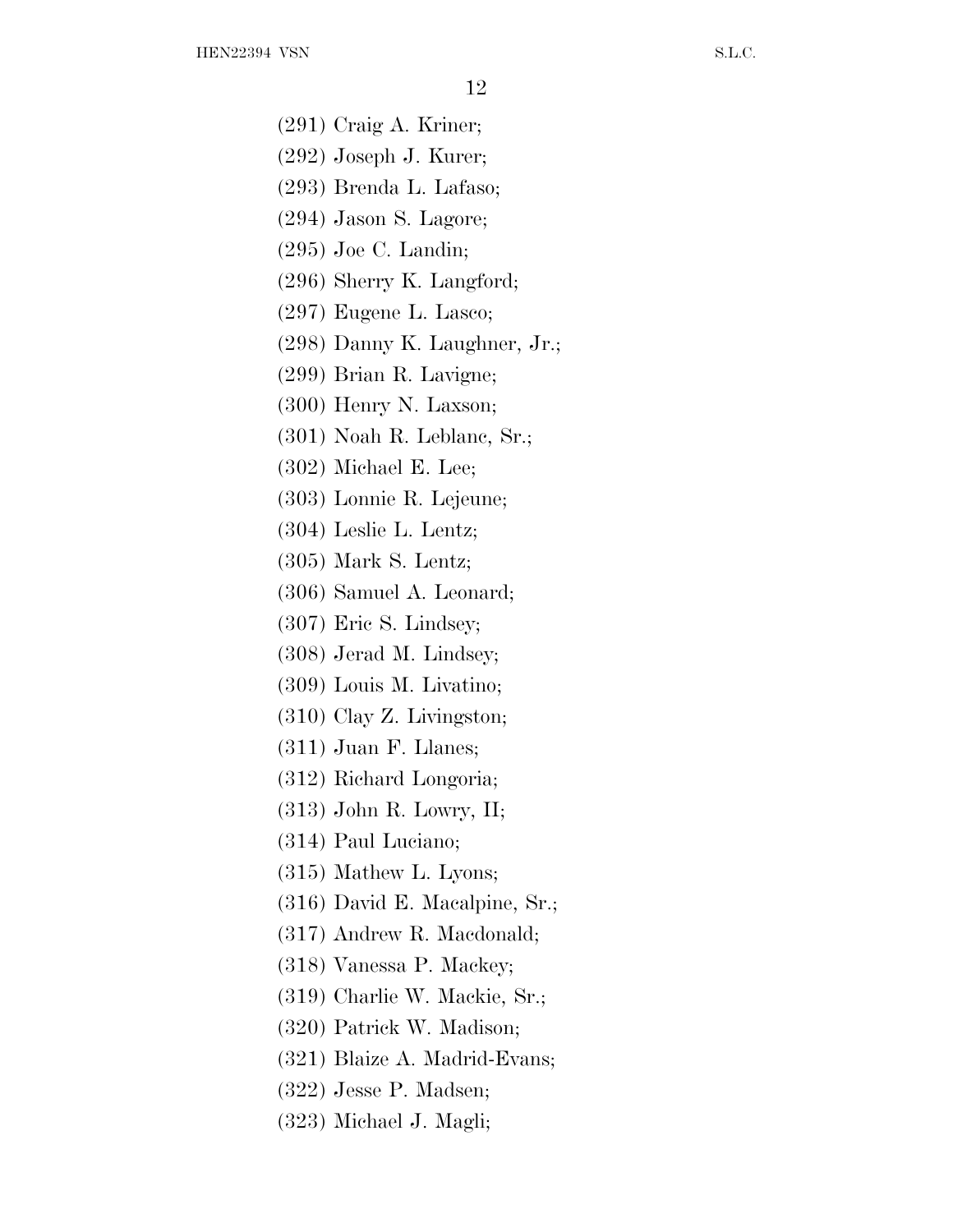(291) Craig A. Kriner;

(292) Joseph J. Kurer;

(293) Brenda L. Lafaso;

(294) Jason S. Lagore;

(295) Joe C. Landin;

(296) Sherry K. Langford;

(297) Eugene L. Lasco;

(298) Danny K. Laughner, Jr.;

(299) Brian R. Lavigne;

(300) Henry N. Laxson;

(301) Noah R. Leblanc, Sr.;

(302) Michael E. Lee;

(303) Lonnie R. Lejeune;

(304) Leslie L. Lentz;

(305) Mark S. Lentz;

(306) Samuel A. Leonard;

(307) Eric S. Lindsey;

(308) Jerad M. Lindsey;

(309) Louis M. Livatino;

(310) Clay Z. Livingston;

(311) Juan F. Llanes;

(312) Richard Longoria;

(313) John R. Lowry, II;

(314) Paul Luciano;

(315) Mathew L. Lyons;

(316) David E. Macalpine, Sr.;

(317) Andrew R. Macdonald;

(318) Vanessa P. Mackey;

(319) Charlie W. Mackie, Sr.;

(320) Patrick W. Madison;

(321) Blaize A. Madrid-Evans;

(322) Jesse P. Madsen;

(323) Michael J. Magli;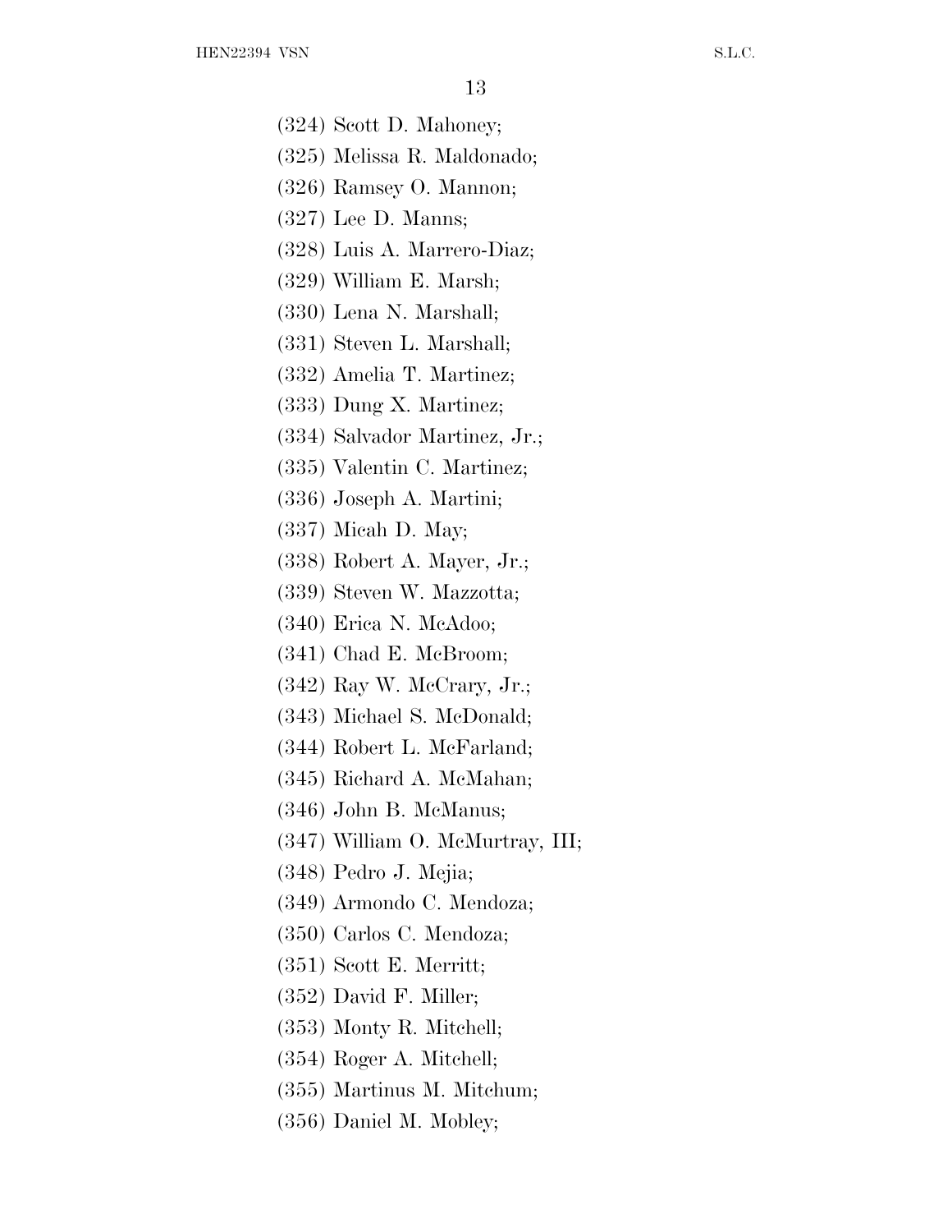(324) Scott D. Mahoney;

(325) Melissa R. Maldonado;

(326) Ramsey O. Mannon;

(327) Lee D. Manns;

(328) Luis A. Marrero-Diaz;

(329) William E. Marsh;

(330) Lena N. Marshall;

(331) Steven L. Marshall;

(332) Amelia T. Martinez;

(333) Dung X. Martinez;

(334) Salvador Martinez, Jr.;

(335) Valentin C. Martinez;

(336) Joseph A. Martini;

(337) Micah D. May;

(338) Robert A. Mayer, Jr.;

(339) Steven W. Mazzotta;

(340) Erica N. McAdoo;

(341) Chad E. McBroom;

(342) Ray W. McCrary, Jr.;

(343) Michael S. McDonald;

(344) Robert L. McFarland;

(345) Richard A. McMahan;

(346) John B. McManus;

(347) William O. McMurtray, III;

(348) Pedro J. Mejia;

(349) Armondo C. Mendoza;

(350) Carlos C. Mendoza;

(351) Scott E. Merritt;

(352) David F. Miller;

(353) Monty R. Mitchell;

(354) Roger A. Mitchell;

(355) Martinus M. Mitchum;

(356) Daniel M. Mobley;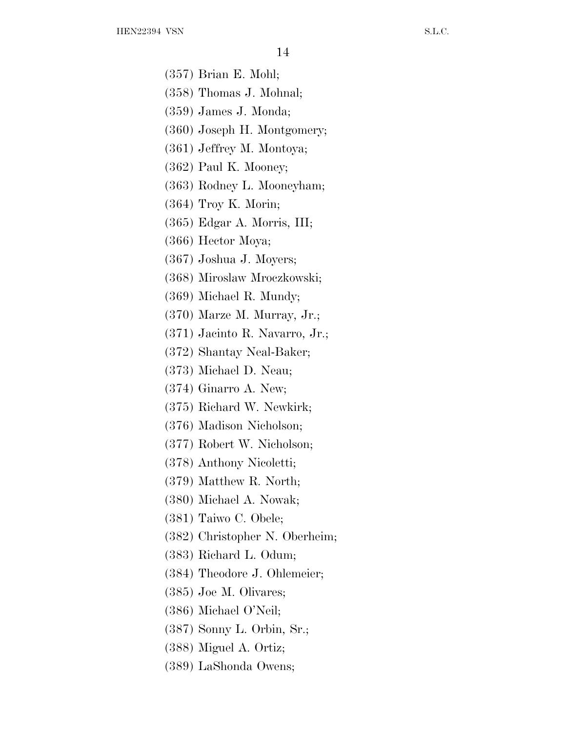(357) Brian E. Mohl;

(358) Thomas J. Mohnal;

(359) James J. Monda;

(360) Joseph H. Montgomery;

(361) Jeffrey M. Montoya;

(362) Paul K. Mooney;

(363) Rodney L. Mooneyham;

(364) Troy K. Morin;

(365) Edgar A. Morris, III;

(366) Hector Moya;

(367) Joshua J. Moyers;

(368) Miroslaw Mroczkowski;

(369) Michael R. Mundy;

(370) Marze M. Murray, Jr.;

(371) Jacinto R. Navarro, Jr.;

(372) Shantay Neal-Baker;

(373) Michael D. Neau;

(374) Ginarro A. New;

(375) Richard W. Newkirk;

(376) Madison Nicholson;

(377) Robert W. Nicholson;

(378) Anthony Nicoletti;

(379) Matthew R. North;

(380) Michael A. Nowak;

(381) Taiwo C. Obele;

(382) Christopher N. Oberheim;

(383) Richard L. Odum;

(384) Theodore J. Ohlemeier;

(385) Joe M. Olivares;

(386) Michael O'Neil;

(387) Sonny L. Orbin, Sr.;

(388) Miguel A. Ortiz;

(389) LaShonda Owens;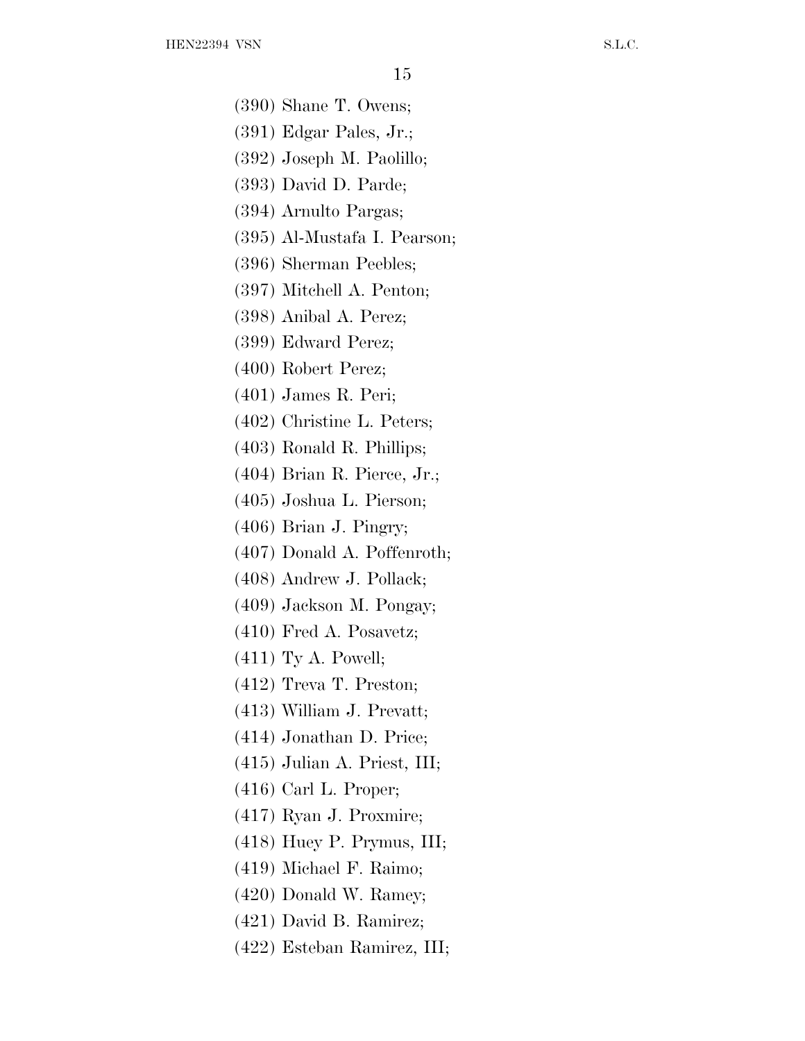(390) Shane T. Owens;

(391) Edgar Pales, Jr.;

(392) Joseph M. Paolillo;

(393) David D. Parde;

(394) Arnulto Pargas;

(395) Al-Mustafa I. Pearson;

(396) Sherman Peebles;

(397) Mitchell A. Penton;

(398) Anibal A. Perez;

(399) Edward Perez;

(400) Robert Perez;

(401) James R. Peri;

(402) Christine L. Peters;

(403) Ronald R. Phillips;

(404) Brian R. Pierce, Jr.;

(405) Joshua L. Pierson;

(406) Brian J. Pingry;

(407) Donald A. Poffenroth;

(408) Andrew J. Pollack;

(409) Jackson M. Pongay;

(410) Fred A. Posavetz;

(411) Ty A. Powell;

(412) Treva T. Preston;

(413) William J. Prevatt;

(414) Jonathan D. Price;

(415) Julian A. Priest, III;

(416) Carl L. Proper;

(417) Ryan J. Proxmire;

(418) Huey P. Prymus, III;

(419) Michael F. Raimo;

(420) Donald W. Ramey;

(421) David B. Ramirez;

(422) Esteban Ramirez, III;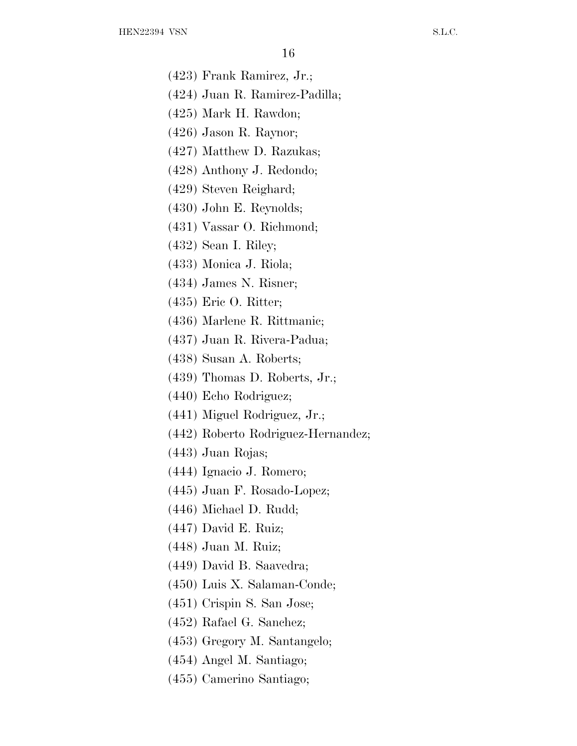(423) Frank Ramirez, Jr.;

(424) Juan R. Ramirez-Padilla;

(425) Mark H. Rawdon;

(426) Jason R. Raynor;

(427) Matthew D. Razukas;

(428) Anthony J. Redondo;

(429) Steven Reighard;

(430) John E. Reynolds;

(431) Vassar O. Richmond;

(432) Sean I. Riley;

(433) Monica J. Riola;

(434) James N. Risner;

(435) Eric O. Ritter;

(436) Marlene R. Rittmanic;

(437) Juan R. Rivera-Padua;

(438) Susan A. Roberts;

(439) Thomas D. Roberts, Jr.;

(440) Echo Rodriguez;

(441) Miguel Rodriguez, Jr.;

(442) Roberto Rodriguez-Hernandez;

(443) Juan Rojas;

(444) Ignacio J. Romero;

(445) Juan F. Rosado-Lopez;

(446) Michael D. Rudd;

(447) David E. Ruiz;

(448) Juan M. Ruiz;

(449) David B. Saavedra;

(450) Luis X. Salaman-Conde;

(451) Crispin S. San Jose;

(452) Rafael G. Sanchez;

(453) Gregory M. Santangelo;

(454) Angel M. Santiago;

(455) Camerino Santiago;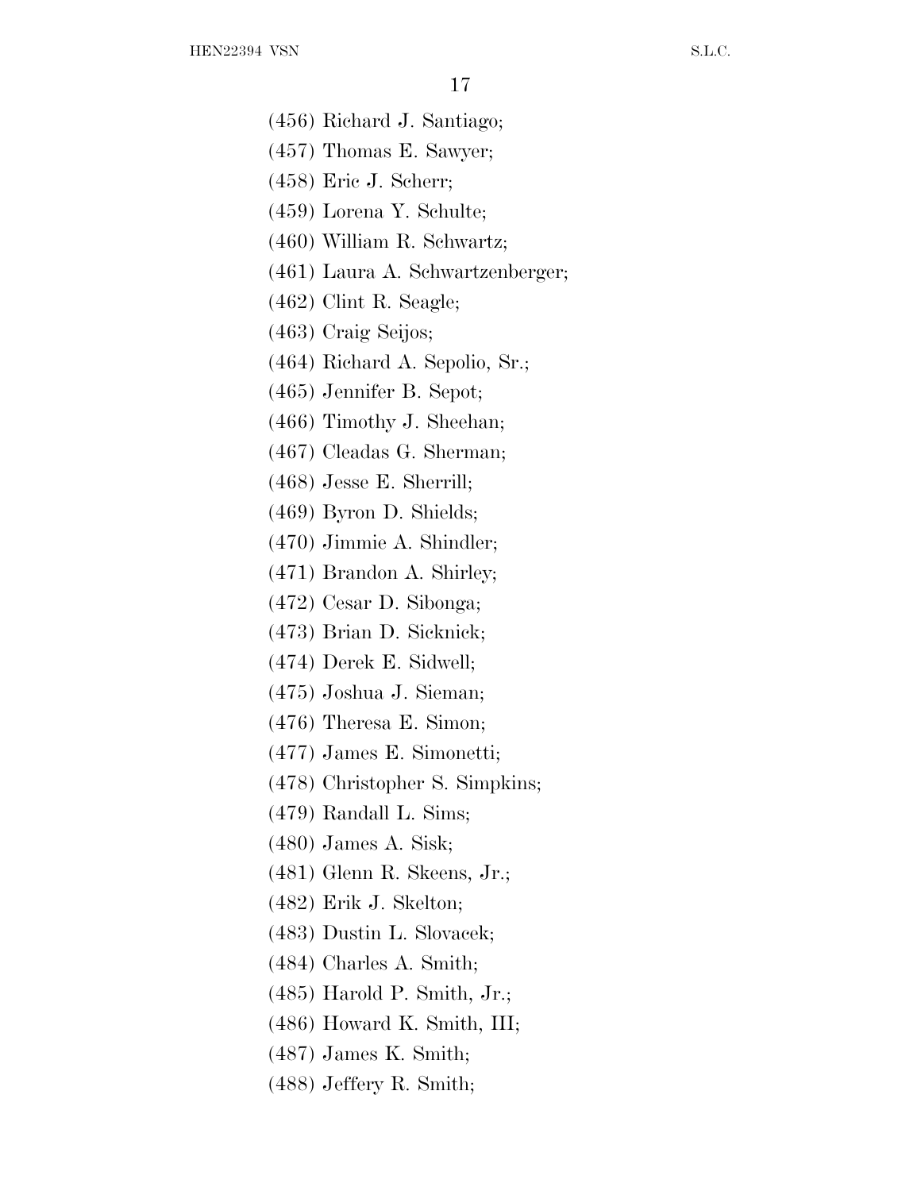(456) Richard J. Santiago;

(457) Thomas E. Sawyer;

(458) Eric J. Scherr;

(459) Lorena Y. Schulte;

(460) William R. Schwartz;

(461) Laura A. Schwartzenberger;

(462) Clint R. Seagle;

(463) Craig Seijos;

(464) Richard A. Sepolio, Sr.;

(465) Jennifer B. Sepot;

(466) Timothy J. Sheehan;

(467) Cleadas G. Sherman;

(468) Jesse E. Sherrill;

(469) Byron D. Shields;

(470) Jimmie A. Shindler;

(471) Brandon A. Shirley;

(472) Cesar D. Sibonga;

(473) Brian D. Sicknick;

(474) Derek E. Sidwell;

(475) Joshua J. Sieman;

(476) Theresa E. Simon;

(477) James E. Simonetti;

(478) Christopher S. Simpkins;

(479) Randall L. Sims;

(480) James A. Sisk;

(481) Glenn R. Skeens, Jr.;

(482) Erik J. Skelton;

(483) Dustin L. Slovacek;

(484) Charles A. Smith;

(485) Harold P. Smith, Jr.;

(486) Howard K. Smith, III;

(487) James K. Smith;

(488) Jeffery R. Smith;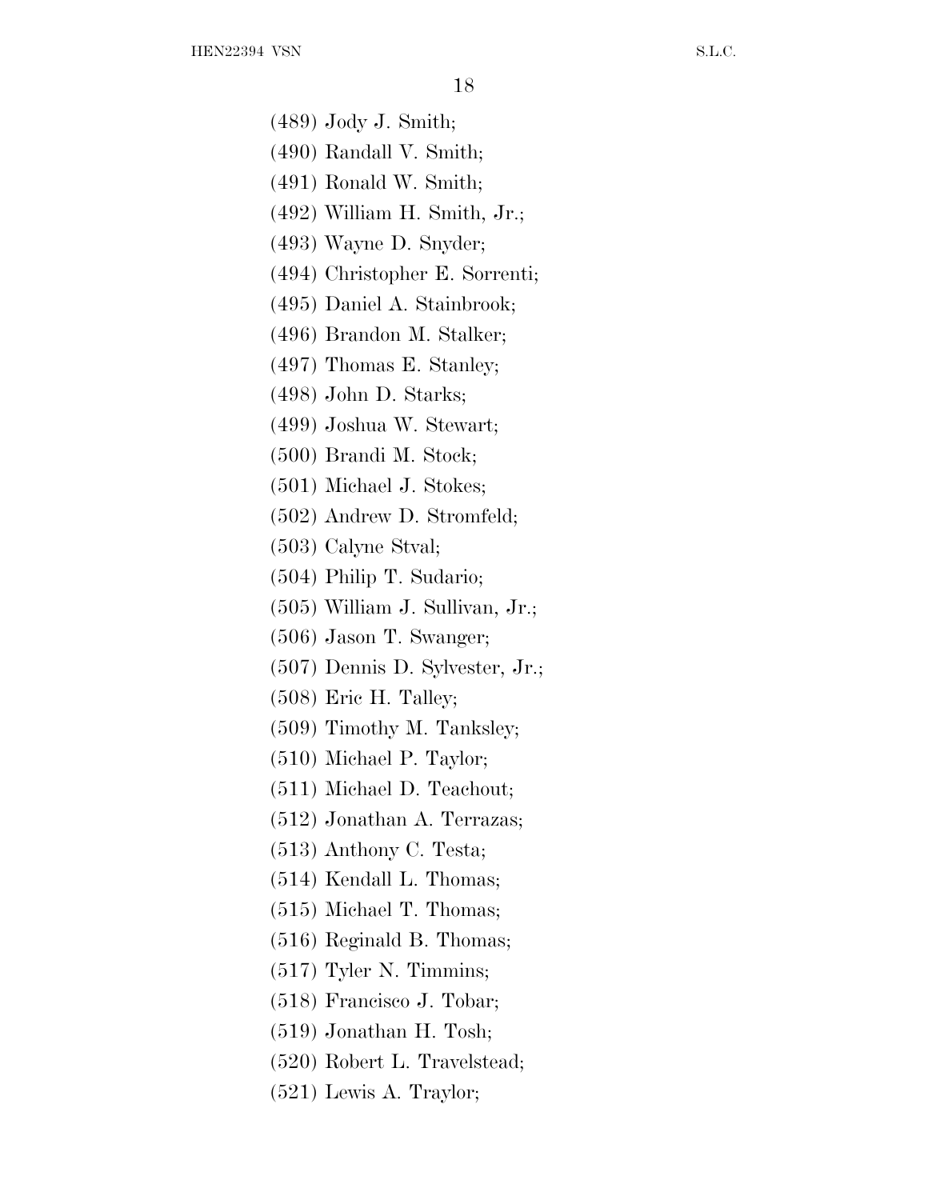(489) Jody J. Smith;

(490) Randall V. Smith;

(491) Ronald W. Smith;

(492) William H. Smith, Jr.;

(493) Wayne D. Snyder;

(494) Christopher E. Sorrenti;

(495) Daniel A. Stainbrook;

(496) Brandon M. Stalker;

(497) Thomas E. Stanley;

(498) John D. Starks;

(499) Joshua W. Stewart;

(500) Brandi M. Stock;

(501) Michael J. Stokes;

(502) Andrew D. Stromfeld;

(503) Calyne Stval;

(504) Philip T. Sudario;

(505) William J. Sullivan, Jr.;

(506) Jason T. Swanger;

(507) Dennis D. Sylvester, Jr.;

(508) Eric H. Talley;

(509) Timothy M. Tanksley;

(510) Michael P. Taylor;

(511) Michael D. Teachout;

(512) Jonathan A. Terrazas;

(513) Anthony C. Testa;

(514) Kendall L. Thomas;

(515) Michael T. Thomas;

(516) Reginald B. Thomas;

(517) Tyler N. Timmins;

(518) Francisco J. Tobar;

(519) Jonathan H. Tosh;

(520) Robert L. Travelstead;

(521) Lewis A. Traylor;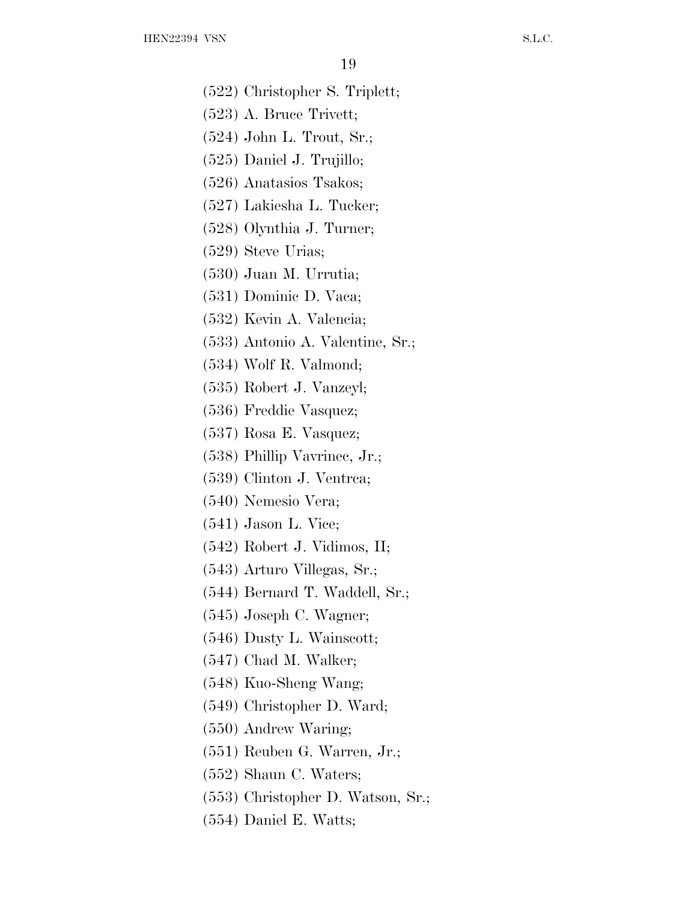(522) Christopher S. Triplett;

(523) A. Bruce Trivett;

(524) John L. Trout, Sr.;

(525) Daniel J. Trujillo;

(526) Anatasios Tsakos;

(527) Lakiesha L. Tucker;

(528) Olynthia J. Turner;

(529) Steve Urias;

(530) Juan M. Urrutia;

(531) Dominic D. Vaca;

(532) Kevin A. Valencia;

(533) Antonio A. Valentine, Sr.;

(534) Wolf R. Valmond;

(535) Robert J. Vanzeyl;

(536) Freddie Vasquez;

(537) Rosa E. Vasquez;

(538) Phillip Vavrinec, Jr.;

(539) Clinton J. Ventrca;

(540) Nemesio Vera;

(541) Jason L. Vice;

(542) Robert J. Vidimos, II;

(543) Arturo Villegas, Sr.;

(544) Bernard T. Waddell, Sr.;

(545) Joseph C. Wagner;

(546) Dusty L. Wainscott;

(547) Chad M. Walker;

(548) Kuo-Sheng Wang;

(549) Christopher D. Ward;

(550) Andrew Waring;

(551) Reuben G. Warren, Jr.;

(552) Shaun C. Waters;

(553) Christopher D. Watson, Sr.;

(554) Daniel E. Watts;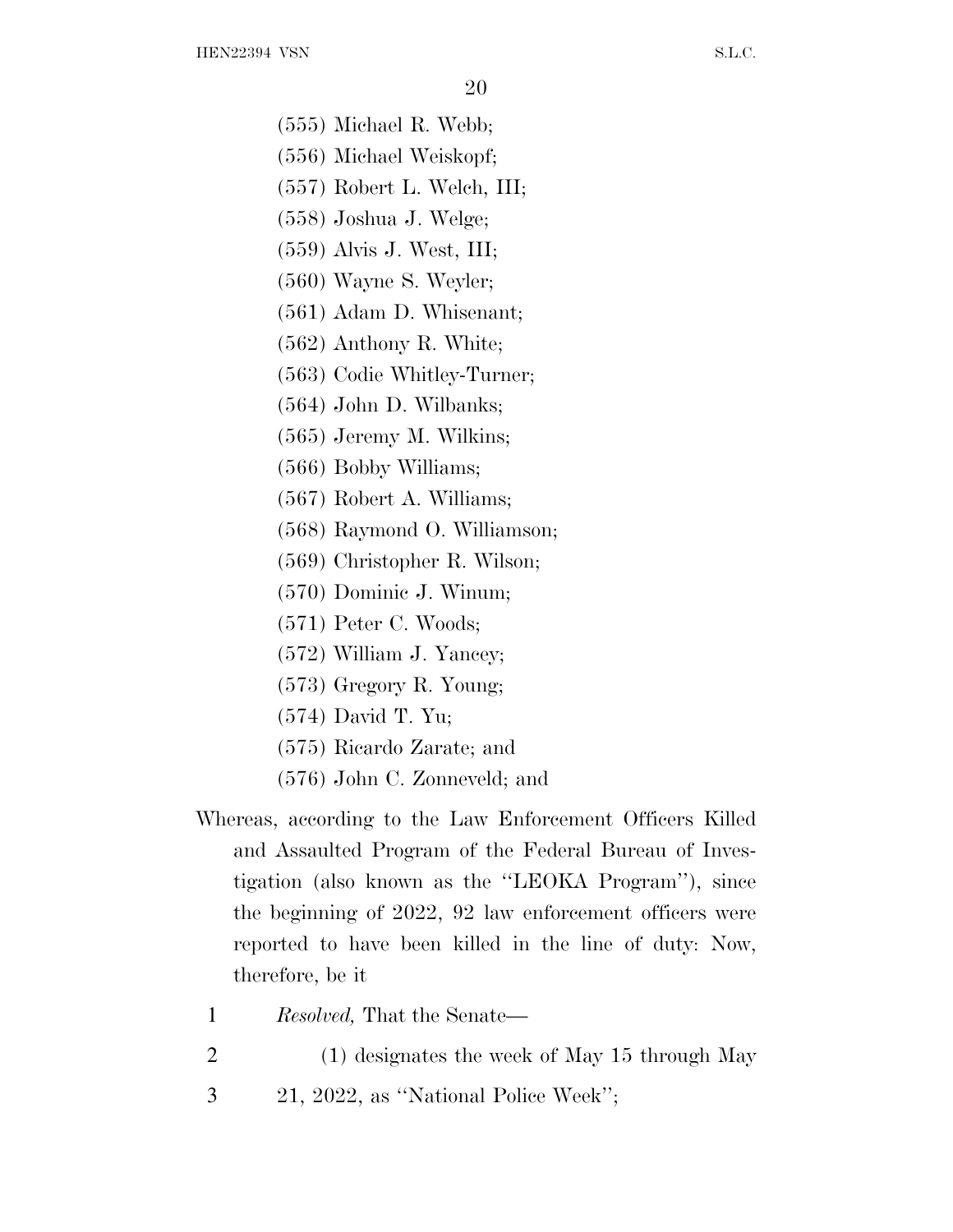(555) Michael R. Webb;

(556) Michael Weiskopf;

(557) Robert L. Welch, III;

(558) Joshua J. Welge;

(559) Alvis J. West, III;

(560) Wayne S. Weyler;

(561) Adam D. Whisenant;

(562) Anthony R. White;

(563) Codie Whitley-Turner;

(564) John D. Wilbanks;

(565) Jeremy M. Wilkins;

(566) Bobby Williams;

(567) Robert A. Williams;

(568) Raymond O. Williamson;

(569) Christopher R. Wilson;

(570) Dominic J. Winum;

(571) Peter C. Woods;

(572) William J. Yancey;

(573) Gregory R. Young;

(574) David T. Yu;

(575) Ricardo Zarate; and

(576) John C. Zonneveld; and

Whereas, according to the Law Enforcement Officers Killed and Assaulted Program of the Federal Bureau of Investigation (also known as the ''LEOKA Program''), since the beginning of 2022, 92 law enforcement officers were reported to have been killed in the line of duty: Now, therefore, be it

1 *Resolved,* That the Senate—

2 (1) designates the week of May 15 through May

3 21, 2022, as ''National Police Week'';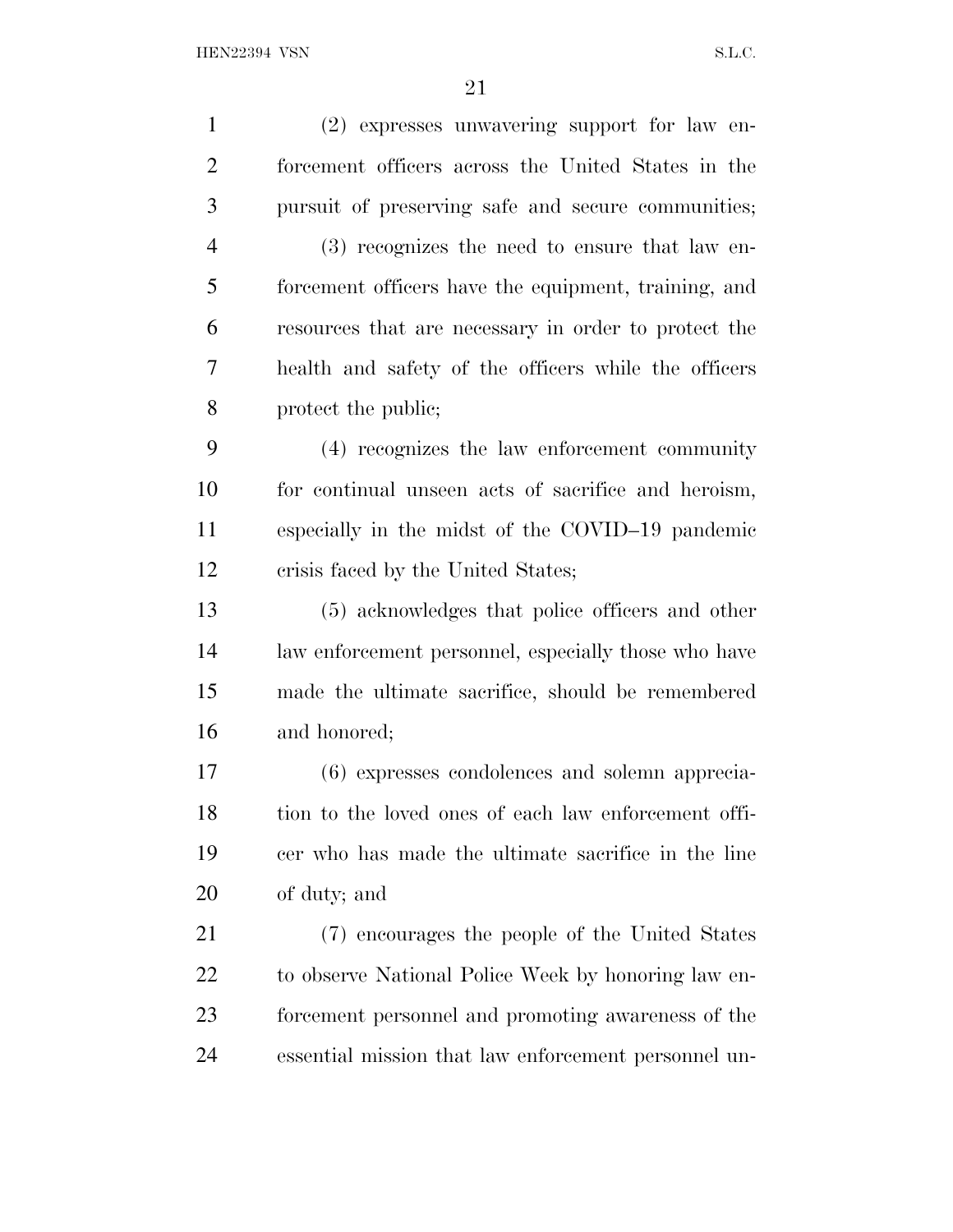(2) expresses unwavering support for law enforcement officers across the United States in the pursuit of preserving safe and secure communities;

(3) recognizes the need to ensure that law enforcement officers have the equipment, training, and resources that are necessary in order to protect the health and safety of the officers while the officers protect the public;

(4) recognizes the law enforcement community for continual unseen acts of sacrifice and heroism, especially in the midst of the COVID–19 pandemic crisis faced by the United States;

(5) acknowledges that police officers and other law enforcement personnel, especially those who have made the ultimate sacrifice, should be remembered and honored;

(6) expresses condolences and solemn appreciation to the loved ones of each law enforcement officer who has made the ultimate sacrifice in the line of duty; and

(7) encourages the people of the United States to observe National Police Week by honoring law enforcement personnel and promoting awareness of the essential mission that law enforcement personnel un-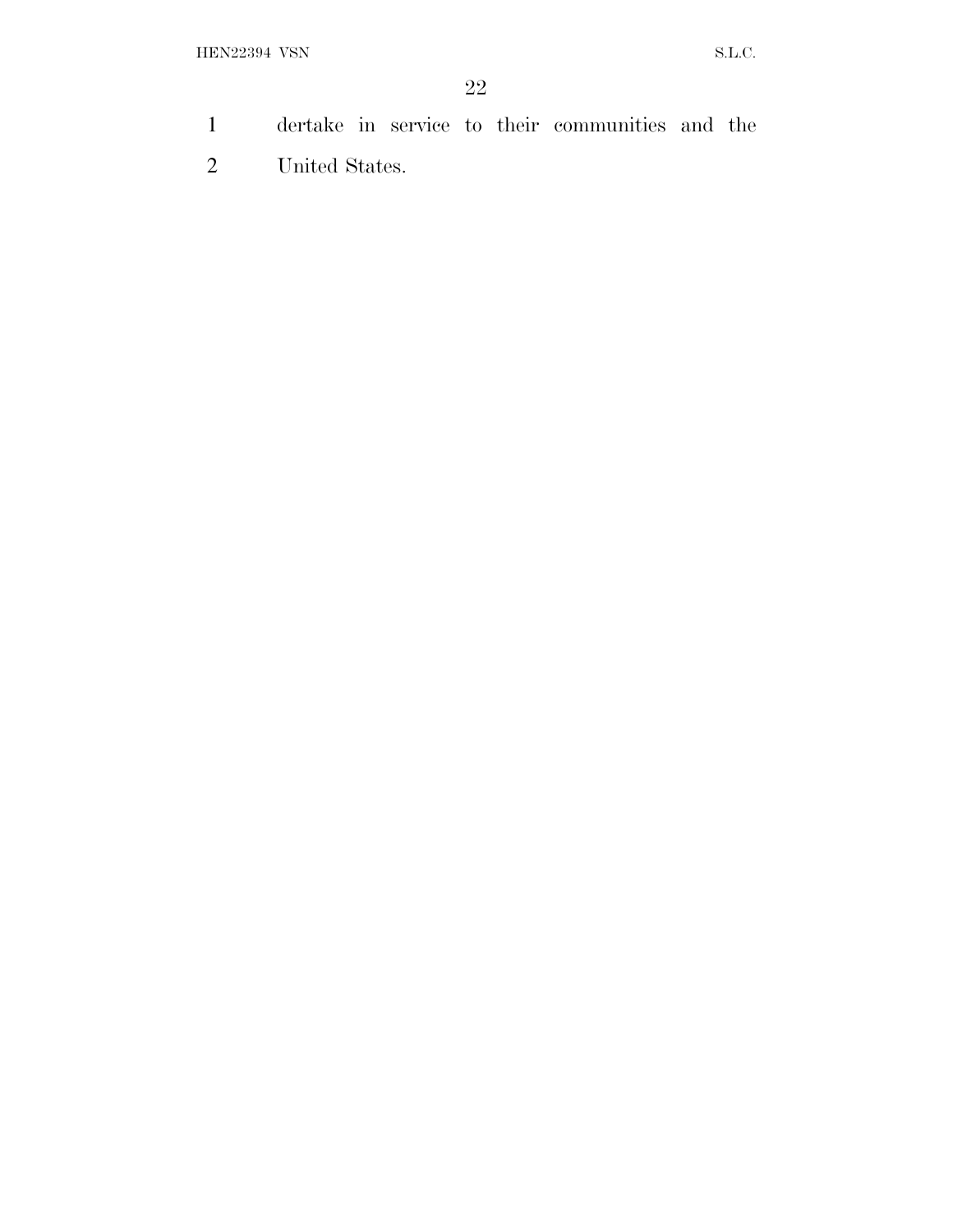dertake in service to their communities and the United States.